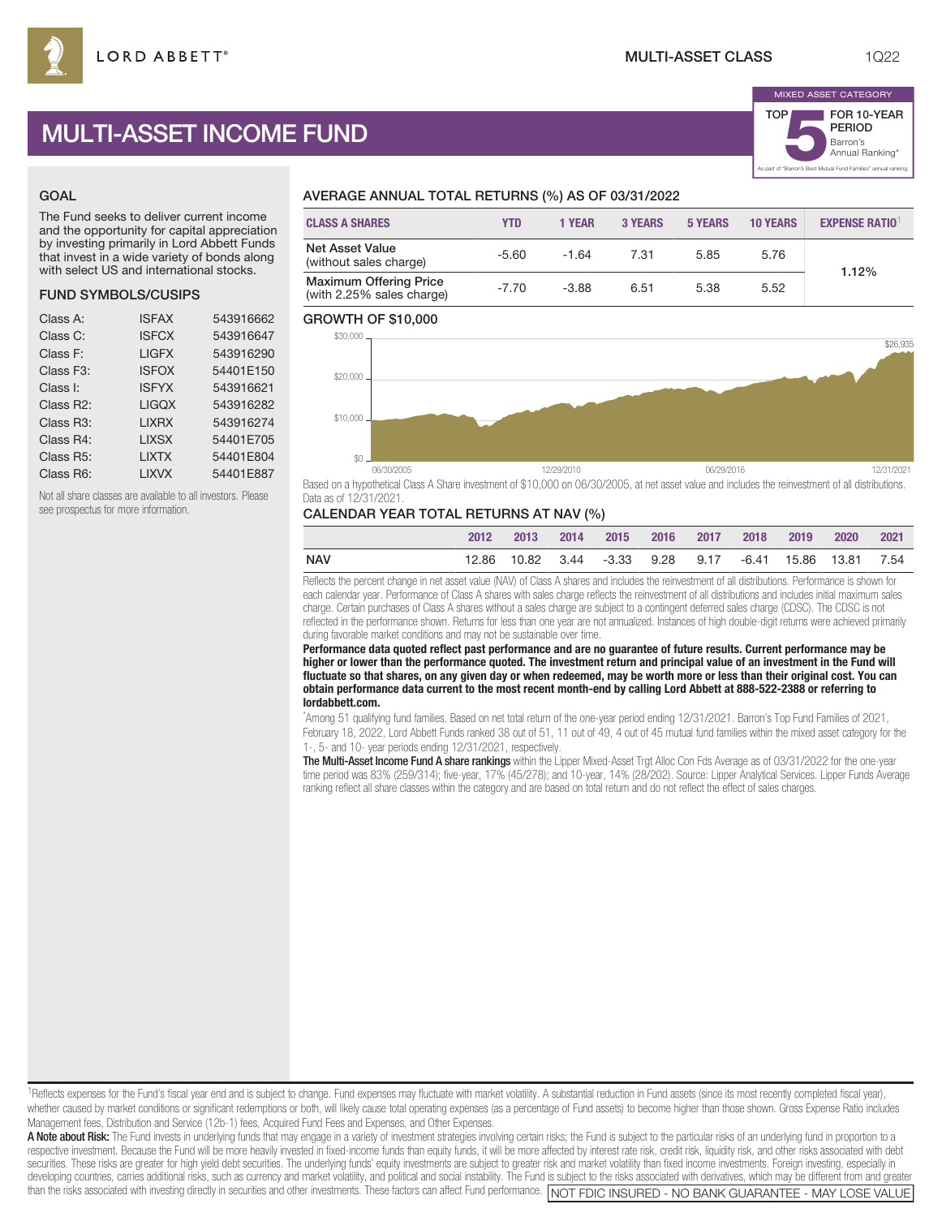LORD ABBETT®

MULTI-ASSET CLASS

1Q22

# MULTI-ASSET INCOME FUND

MIXED ASSET CATEGORY

TOP 5 FOR 10-YEAR PERIOD Barron's Annual Ranking*

As part of "Barron's Best Mutual Fund Families" annual ranking.

## GOAL

The Fund seeks to deliver current income and the opportunity for capital appreciation by investing primarily in Lord Abbett Funds that invest in a wide variety of bonds along with select US and international stocks.

## FUND SYMBOLS/CUSIPS

| | | |
|---|---|---|
| Class A: | ISFAX | 543916662 |
| Class C: | ISFCX | 543916647 |
| Class F: | LIGFX | 543916290 |
| Class F3: | ISFOX | 54401E150 |
| Class I: | ISFYX | 543916621 |
| Class R2: | LIGQX | 543916282 |
| Class R3: | LIXRX | 543916274 |
| Class R4: | LIXSX | 54401E705 |
| Class R5: | LIXTX | 54401E804 |
| Class R6: | LIXVX | 54401E887 |

Not all share classes are available to all investors. Please see prospectus for more information.

## AVERAGE ANNUAL TOTAL RETURNS (%) AS OF 03/31/2022

| CLASS A SHARES | YTD | 1 YEAR | 3 YEARS | 5 YEARS | 10 YEARS | EXPENSE RATIO[1] |
|---|---|---|---|---|---|---|
| Net Asset Value (without sales charge) | -5.60 | -1.64 | 7.31 | 5.85 | 5.76 | 1.12% |
| Maximum Offering Price (with 2.25% sales charge) | -7.70 | -3.88 | 6.51 | 5.38 | 5.52 | |

## GROWTH OF $10,000

$0 · $10,000 · $20,000 · $30,000

06/30/2005 · 12/29/2010 · 06/29/2016 · 12/31/2021

$26,935

Based on a hypothetical Class A Share investment of $10,000 on 06/30/2005, at net asset value and includes the reinvestment of all distributions. Data as of 12/31/2021.

## CALENDAR YEAR TOTAL RETURNS AT NAV (%)

| | 2012 | 2013 | 2014 | 2015 | 2016 | 2017 | 2018 | 2019 | 2020 | 2021 |
|---|---|---|---|---|---|---|---|---|---|---|
| NAV | 12.86 | 10.82 | 3.44 | -3.33 | 9.28 | 9.17 | -6.41 | 15.86 | 13.81 | 7.54 |

Reflects the percent change in net asset value (NAV) of Class A shares and includes the reinvestment of all distributions. Performance is shown for each calendar year. Performance of Class A shares with sales charge reflects the reinvestment of all distributions and includes initial maximum sales charge. Certain purchases of Class A shares without a sales charge are subject to a contingent deferred sales charge (CDSC). The CDSC is not reflected in the performance shown. Returns for less than one year are not annualized. Instances of high double-digit returns were achieved primarily during favorable market conditions and may not be sustainable over time.

**Performance data quoted reflect past performance and are no guarantee of future results. Current performance may be higher or lower than the performance quoted. The investment return and principal value of an investment in the Fund will fluctuate so that shares, on any given day or when redeemed, may be worth more or less than their original cost. You can obtain performance data current to the most recent month-end by calling Lord Abbett at 888-522-2388 or referring to lordabbett.com.**

*Among 51 qualifying fund families. Based on net total return of the one-year period ending 12/31/2021. Barron's Top Fund Families of 2021, February 18, 2022, Lord Abbett Funds ranked 38 out of 51, 11 out of 49, 4 out of 45 mutual fund families within the mixed asset category for the 1-, 5- and 10- year periods ending 12/31/2021, respectively.

**The Multi-Asset Income Fund A share rankings** within the Lipper Mixed-Asset Trgt Alloc Con Fds Average as of 03/31/2022 for the one-year time period was 83% (259/314); five-year, 17% (45/278); and 10-year, 14% (28/202). Source: Lipper Analytical Services. Lipper Funds Average ranking reflect all share classes within the category and are based on total return and do not reflect the effect of sales charges.

[1]Reflects expenses for the Fund's fiscal year end and is subject to change. Fund expenses may fluctuate with market volatility. A substantial reduction in Fund assets (since its most recently completed fiscal year), whether caused by market conditions or significant redemptions or both, will likely cause total operating expenses (as a percentage of Fund assets) to become higher than those shown. Gross Expense Ratio includes Management fees, Distribution and Service (12b-1) fees, Acquired Fund Fees and Expenses, and Other Expenses.

**A Note about Risk:** The Fund invests in underlying funds that may engage in a variety of investment strategies involving certain risks; the Fund is subject to the particular risks of an underlying fund in proportion to a respective investment. Because the Fund will be more heavily invested in fixed-income funds than equity funds, it will be more affected by interest rate risk, credit risk, liquidity risk, and other risks associated with debt securities. These risks are greater for high yield debt securities. The underlying funds' equity investments are subject to greater risk and market volatility than fixed income investments. Foreign investing, especially in developing countries, carries additional risks, such as currency and market volatility, and political and social instability. The Fund is subject to the risks associated with derivatives, which may be different from and greater than the risks associated with investing directly in securities and other investments. These factors can affect Fund performance.

NOT FDIC INSURED - NO BANK GUARANTEE - MAY LOSE VALUE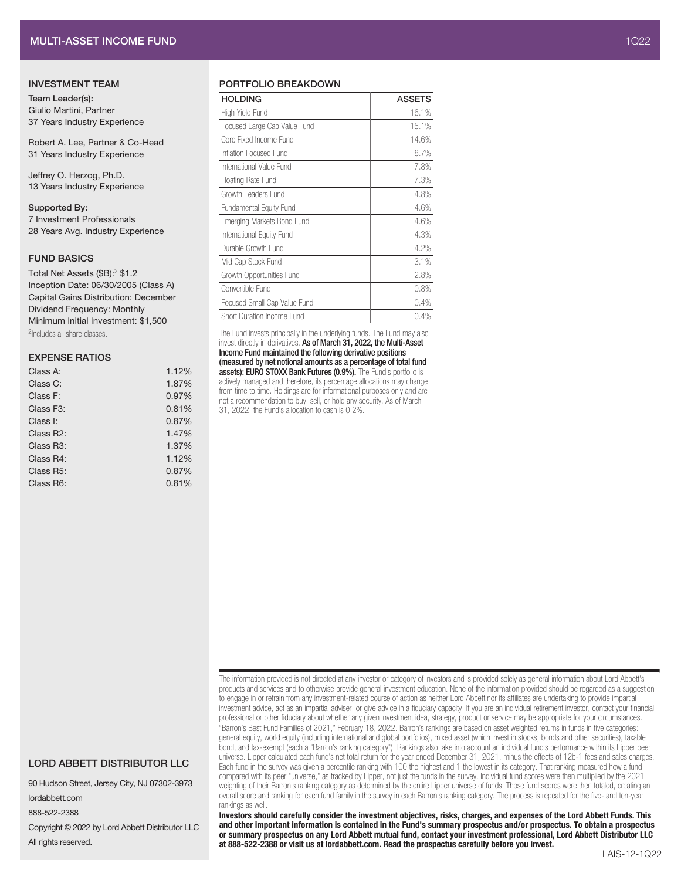## INVESTMENT TEAM

**Team Leader(s):**
Giulio Martini, Partner
37 Years Industry Experience

Robert A. Lee, Partner & Co-Head
31 Years Industry Experience

Jeffrey O. Herzog, Ph.D.
13 Years Industry Experience

**Supported By:**
7 Investment Professionals
28 Years Avg. Industry Experience

## FUND BASICS

Total Net Assets ($B):[2] $1.2
Inception Date: 06/30/2005 (Class A)
Capital Gains Distribution: December
Dividend Frequency: Monthly
Minimum Initial Investment: $1,500

[2]Includes all share classes.

## EXPENSE RATIOS[1]

| | |
|---|---|
| Class A: | 1.12% |
| Class C: | 1.87% |
| Class F: | 0.97% |
| Class F3: | 0.81% |
| Class I: | 0.87% |
| Class R2: | 1.47% |
| Class R3: | 1.37% |
| Class R4: | 1.12% |
| Class R5: | 0.87% |
| Class R6: | 0.81% |

## PORTFOLIO BREAKDOWN

| HOLDING | ASSETS |
|---|---|
| High Yield Fund | 16.1% |
| Focused Large Cap Value Fund | 15.1% |
| Core Fixed Income Fund | 14.6% |
| Inflation Focused Fund | 8.7% |
| International Value Fund | 7.8% |
| Floating Rate Fund | 7.3% |
| Growth Leaders Fund | 4.8% |
| Fundamental Equity Fund | 4.6% |
| Emerging Markets Bond Fund | 4.6% |
| International Equity Fund | 4.3% |
| Durable Growth Fund | 4.2% |
| Mid Cap Stock Fund | 3.1% |
| Growth Opportunities Fund | 2.8% |
| Convertible Fund | 0.8% |
| Focused Small Cap Value Fund | 0.4% |
| Short Duration Income Fund | 0.4% |

The Fund invests principally in the underlying funds. The Fund may also invest directly in derivatives. **As of March 31, 2022, the Multi-Asset Income Fund maintained the following derivative positions (measured by net notional amounts as a percentage of total fund assets): EURO STOXX Bank Futures (0.9%).** The Fund's portfolio is actively managed and therefore, its percentage allocations may change from time to time. Holdings are for informational purposes only and are not a recommendation to buy, sell, or hold any security. As of March 31, 2022, the Fund's allocation to cash is 0.2%.

The information provided is not directed at any investor or category of investors and is provided solely as general information about Lord Abbett's products and services and to otherwise provide general investment education. None of the information provided should be regarded as a suggestion to engage in or refrain from any investment-related course of action as neither Lord Abbett nor its affiliates are undertaking to provide impartial investment advice, act as an impartial adviser, or give advice in a fiduciary capacity. If you are an individual retirement investor, contact your financial professional or other fiduciary about whether any given investment idea, strategy, product or service may be appropriate for your circumstances.
"Barron's Best Fund Families of 2021," February 18, 2022. Barron's rankings are based on asset weighted returns in funds in five categories: general equity, world equity (including international and global portfolios), mixed asset (which invest in stocks, bonds and other securities), taxable bond, and tax-exempt (each a "Barron's ranking category"). Rankings also take into account an individual fund's performance within its Lipper peer universe. Lipper calculated each fund's net total return for the year ended December 31, 2021, minus the effects of 12b-1 fees and sales charges. Each fund in the survey was given a percentile ranking with 100 the highest and 1 the lowest in its category. That ranking measured how a fund compared with its peer "universe," as tracked by Lipper, not just the funds in the survey. Individual fund scores were then multiplied by the 2021 weighting of their Barron's ranking category as determined by the entire Lipper universe of funds. Those fund scores were then totaled, creating an overall score and ranking for each fund family in the survey in each Barron's ranking category. The process is repeated for the five- and ten-year rankings as well.

**Investors should carefully consider the investment objectives, risks, charges, and expenses of the Lord Abbett Funds. This and other important information is contained in the Fund's summary prospectus and/or prospectus. To obtain a prospectus or summary prospectus on any Lord Abbett mutual fund, contact your investment professional, Lord Abbett Distributor LLC at 888-522-2388 or visit us at lordabbett.com. Read the prospectus carefully before you invest.**

## LORD ABBETT DISTRIBUTOR LLC

90 Hudson Street, Jersey City, NJ 07302-3973

lordabbett.com

888-522-2388

Copyright © 2022 by Lord Abbett Distributor LLC
All rights reserved.

LAIS-12-1Q22